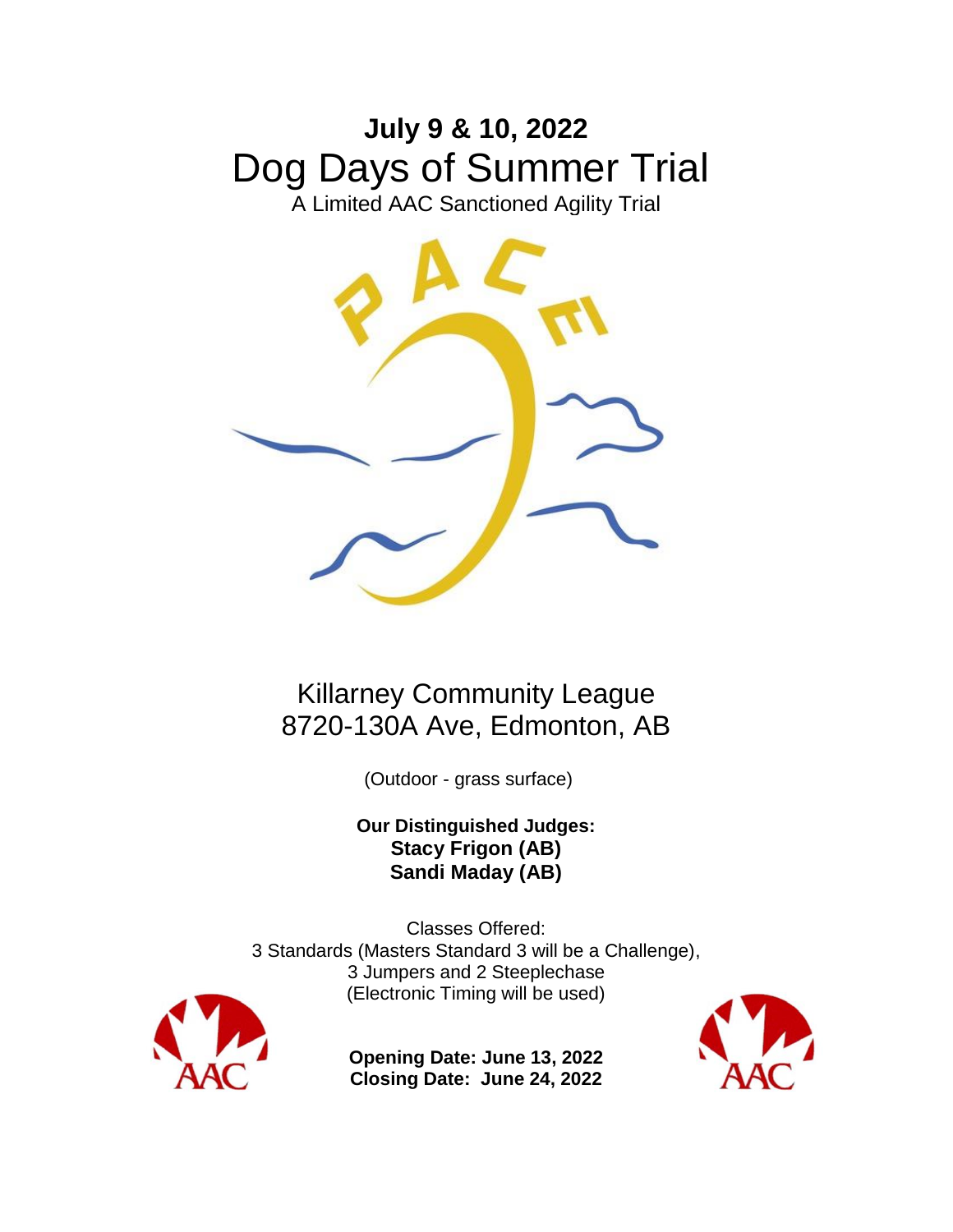**July 9 & 10, 2022**

# Dog Days of Summer Trial

A Limited AAC Sanctioned Agility Trial

Killarney Community League
8720-130A Ave, Edmonton, AB

(Outdoor - grass surface)

**Our Distinguished Judges:**
**Stacy Frigon (AB)**
**Sandi Maday (AB)**

Classes Offered:
3 Standards (Masters Standard 3 will be a Challenge),
3 Jumpers and 2 Steeplechase
(Electronic Timing will be used)

**Opening Date: June 13, 2022**
**Closing Date: June 24, 2022**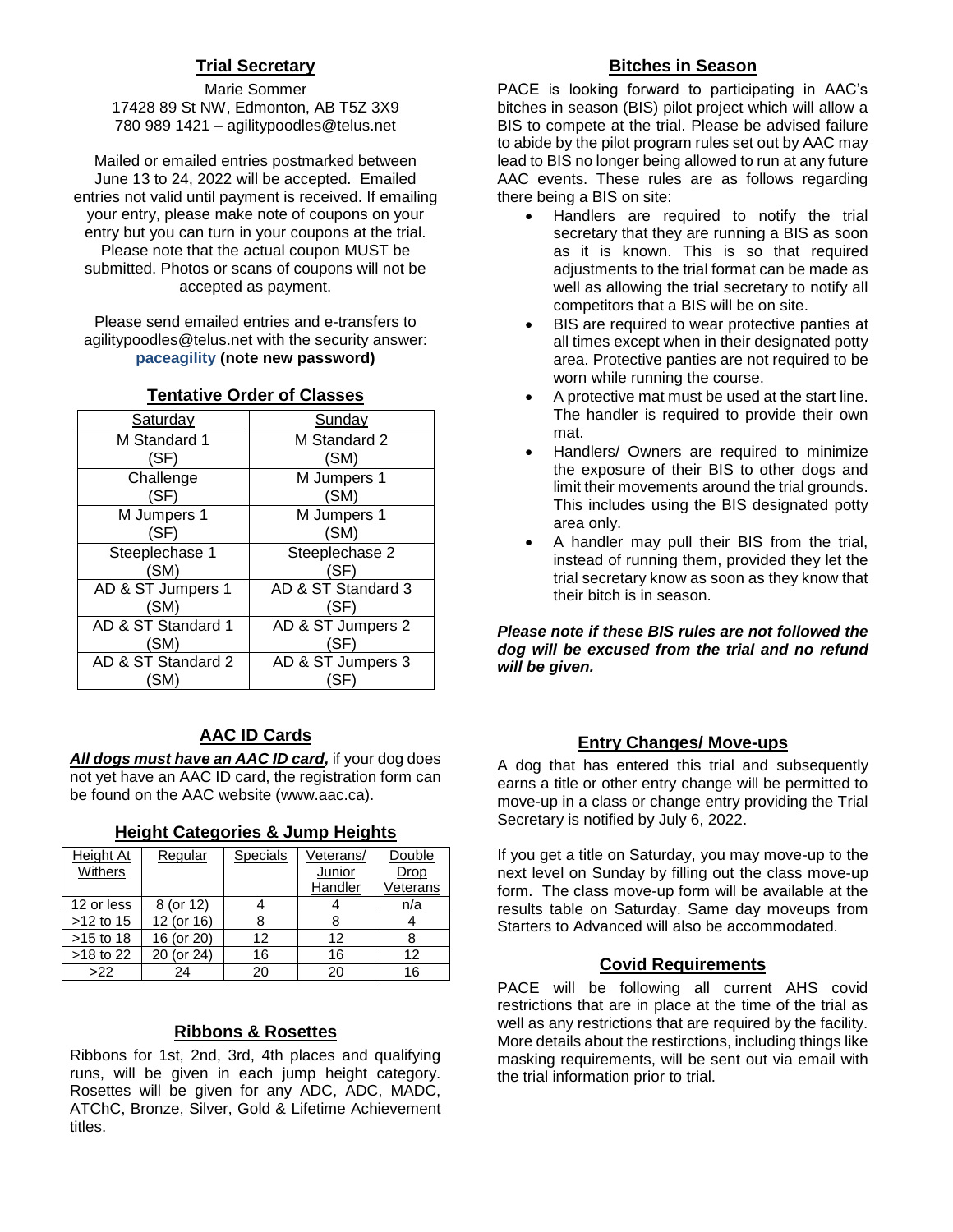## Trial Secretary

Marie Sommer
17428 89 St NW, Edmonton, AB T5Z 3X9
780 989 1421 – agilitypoodles@telus.net

Mailed or emailed entries postmarked between June 13 to 24, 2022 will be accepted. Emailed entries not valid until payment is received. If emailing your entry, please make note of coupons on your entry but you can turn in your coupons at the trial. Please note that the actual coupon MUST be submitted. Photos or scans of coupons will not be accepted as payment.

Please send emailed entries and e-transfers to agilitypoodles@telus.net with the security answer: **paceagility (note new password)**

## Tentative Order of Classes

| Saturday | Sunday |
|---|---|
| M Standard 1 (SF) | M Standard 2 (SM) |
| Challenge (SF) | M Jumpers 1 (SM) |
| M Jumpers 1 (SF) | M Jumpers 1 (SM) |
| Steeplechase 1 (SM) | Steeplechase 2 (SF) |
| AD & ST Jumpers 1 (SM) | AD & ST Standard 3 (SF) |
| AD & ST Standard 1 (SM) | AD & ST Jumpers 2 (SF) |
| AD & ST Standard 2 (SM) | AD & ST Jumpers 3 (SF) |

## AAC ID Cards

***All dogs must have an AAC ID card,*** if your dog does not yet have an AAC ID card, the registration form can be found on the AAC website (www.aac.ca).

## Height Categories & Jump Heights

| Height At Withers | Regular | Specials | Veterans/ Junior Handler | Double Drop Veterans |
|---|---|---|---|---|
| 12 or less | 8 (or 12) | 4 | 4 | n/a |
| >12 to 15 | 12 (or 16) | 8 | 8 | 4 |
| >15 to 18 | 16 (or 20) | 12 | 12 | 8 |
| >18 to 22 | 20 (or 24) | 16 | 16 | 12 |
| >22 | 24 | 20 | 20 | 16 |

## Ribbons & Rosettes

Ribbons for 1st, 2nd, 3rd, 4th places and qualifying runs, will be given in each jump height category. Rosettes will be given for any ADC, ADC, MADC, ATChC, Bronze, Silver, Gold & Lifetime Achievement titles.

## Bitches in Season

PACE is looking forward to participating in AAC's bitches in season (BIS) pilot project which will allow a BIS to compete at the trial. Please be advised failure to abide by the pilot program rules set out by AAC may lead to BIS no longer being allowed to run at any future AAC events. These rules are as follows regarding there being a BIS on site:

- Handlers are required to notify the trial secretary that they are running a BIS as soon as it is known. This is so that required adjustments to the trial format can be made as well as allowing the trial secretary to notify all competitors that a BIS will be on site.
- BIS are required to wear protective panties at all times except when in their designated potty area. Protective panties are not required to be worn while running the course.
- A protective mat must be used at the start line. The handler is required to provide their own mat.
- Handlers/ Owners are required to minimize the exposure of their BIS to other dogs and limit their movements around the trial grounds. This includes using the BIS designated potty area only.
- A handler may pull their BIS from the trial, instead of running them, provided they let the trial secretary know as soon as they know that their bitch is in season.

***Please note if these BIS rules are not followed the dog will be excused from the trial and no refund will be given.***

## Entry Changes/ Move-ups

A dog that has entered this trial and subsequently earns a title or other entry change will be permitted to move-up in a class or change entry providing the Trial Secretary is notified by July 6, 2022.

If you get a title on Saturday, you may move-up to the next level on Sunday by filling out the class move-up form. The class move-up form will be available at the results table on Saturday. Same day moveups from Starters to Advanced will also be accommodated.

## Covid Requirements

PACE will be following all current AHS covid restrictions that are in place at the time of the trial as well as any restrictions that are required by the facility. More details about the restirctions, including things like masking requirements, will be sent out via email with the trial information prior to trial.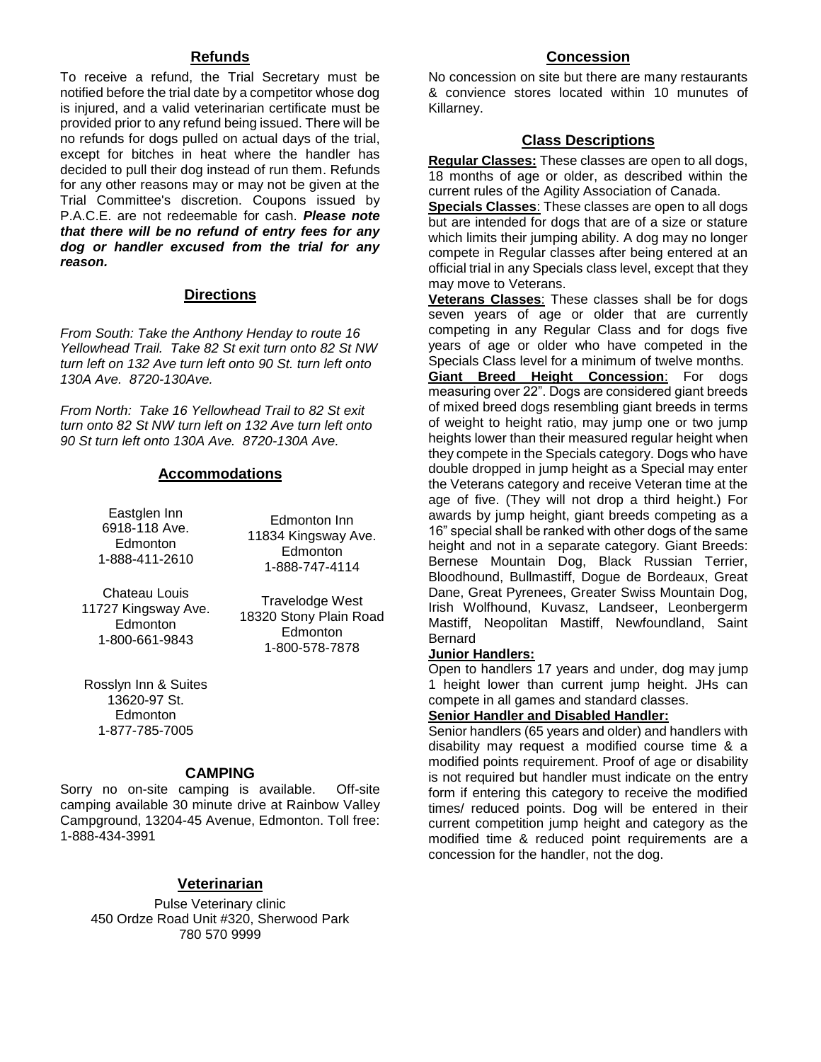## Refunds

To receive a refund, the Trial Secretary must be notified before the trial date by a competitor whose dog is injured, and a valid veterinarian certificate must be provided prior to any refund being issued. There will be no refunds for dogs pulled on actual days of the trial, except for bitches in heat where the handler has decided to pull their dog instead of run them. Refunds for any other reasons may or may not be given at the Trial Committee's discretion. Coupons issued by P.A.C.E. are not redeemable for cash. ***Please note that there will be no refund of entry fees for any dog or handler excused from the trial for any reason.***

## Directions

*From South: Take the Anthony Henday to route 16 Yellowhead Trail. Take 82 St exit turn onto 82 St NW turn left on 132 Ave turn left onto 90 St. turn left onto 130A Ave. 8720-130Ave.*

*From North: Take 16 Yellowhead Trail to 82 St exit turn onto 82 St NW turn left on 132 Ave turn left onto 90 St turn left onto 130A Ave. 8720-130A Ave.*

## Accommodations

Eastglen Inn
6918-118 Ave.
Edmonton
1-888-411-2610

Edmonton Inn
11834 Kingsway Ave.
Edmonton
1-888-747-4114

Chateau Louis
11727 Kingsway Ave.
Edmonton
1-800-661-9843

Travelodge West
18320 Stony Plain Road
Edmonton
1-800-578-7878

Rosslyn Inn & Suites
13620-97 St.
Edmonton
1-877-785-7005

## CAMPING

Sorry no on-site camping is available. Off-site camping available 30 minute drive at Rainbow Valley Campground, 13204-45 Avenue, Edmonton. Toll free: 1-888-434-3991

## Veterinarian

Pulse Veterinary clinic
450 Ordze Road Unit #320, Sherwood Park
780 570 9999

## Concession

No concession on site but there are many restaurants & convience stores located within 10 munutes of Killarney.

## Class Descriptions

**Regular Classes:** These classes are open to all dogs, 18 months of age or older, as described within the current rules of the Agility Association of Canada.

**Specials Classes**: These classes are open to all dogs but are intended for dogs that are of a size or stature which limits their jumping ability. A dog may no longer compete in Regular classes after being entered at an official trial in any Specials class level, except that they may move to Veterans.

**Veterans Classes**: These classes shall be for dogs seven years of age or older that are currently competing in any Regular Class and for dogs five years of age or older who have competed in the Specials Class level for a minimum of twelve months.

**Giant Breed Height Concession**: For dogs measuring over 22". Dogs are considered giant breeds of mixed breed dogs resembling giant breeds in terms of weight to height ratio, may jump one or two jump heights lower than their measured regular height when they compete in the Specials category. Dogs who have double dropped in jump height as a Special may enter the Veterans category and receive Veteran time at the age of five. (They will not drop a third height.) For awards by jump height, giant breeds competing as a 16" special shall be ranked with other dogs of the same height and not in a separate category. Giant Breeds: Bernese Mountain Dog, Black Russian Terrier, Bloodhound, Bullmastiff, Dogue de Bordeaux, Great Dane, Great Pyrenees, Greater Swiss Mountain Dog, Irish Wolfhound, Kuvasz, Landseer, Leonbergerm Mastiff, Neopolitan Mastiff, Newfoundland, Saint Bernard

**Junior Handlers:**

Open to handlers 17 years and under, dog may jump 1 height lower than current jump height. JHs can compete in all games and standard classes.

**Senior Handler and Disabled Handler:**

Senior handlers (65 years and older) and handlers with disability may request a modified course time & a modified points requirement. Proof of age or disability is not required but handler must indicate on the entry form if entering this category to receive the modified times/ reduced points. Dog will be entered in their current competition jump height and category as the modified time & reduced point requirements are a concession for the handler, not the dog.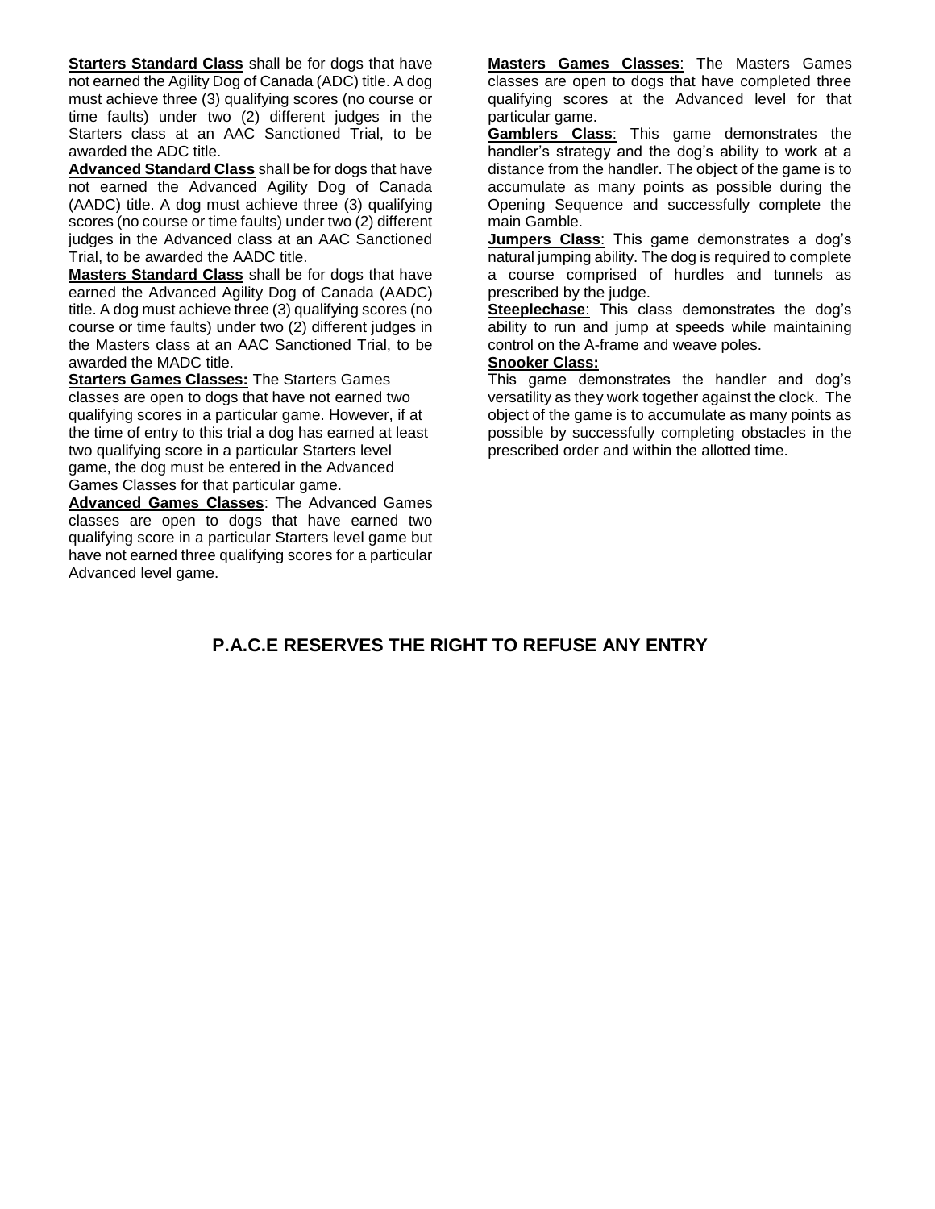**Starters Standard Class** shall be for dogs that have not earned the Agility Dog of Canada (ADC) title. A dog must achieve three (3) qualifying scores (no course or time faults) under two (2) different judges in the Starters class at an AAC Sanctioned Trial, to be awarded the ADC title.

**Advanced Standard Class** shall be for dogs that have not earned the Advanced Agility Dog of Canada (AADC) title. A dog must achieve three (3) qualifying scores (no course or time faults) under two (2) different judges in the Advanced class at an AAC Sanctioned Trial, to be awarded the AADC title.

**Masters Standard Class** shall be for dogs that have earned the Advanced Agility Dog of Canada (AADC) title. A dog must achieve three (3) qualifying scores (no course or time faults) under two (2) different judges in the Masters class at an AAC Sanctioned Trial, to be awarded the MADC title.

**Starters Games Classes:** The Starters Games classes are open to dogs that have not earned two qualifying scores in a particular game. However, if at the time of entry to this trial a dog has earned at least two qualifying score in a particular Starters level game, the dog must be entered in the Advanced Games Classes for that particular game.

**Advanced Games Classes**: The Advanced Games classes are open to dogs that have earned two qualifying score in a particular Starters level game but have not earned three qualifying scores for a particular Advanced level game.

**Masters Games Classes**: The Masters Games classes are open to dogs that have completed three qualifying scores at the Advanced level for that particular game.

**Gamblers Class**: This game demonstrates the handler's strategy and the dog's ability to work at a distance from the handler. The object of the game is to accumulate as many points as possible during the Opening Sequence and successfully complete the main Gamble.

**Jumpers Class**: This game demonstrates a dog's natural jumping ability. The dog is required to complete a course comprised of hurdles and tunnels as prescribed by the judge.

**Steeplechase**: This class demonstrates the dog's ability to run and jump at speeds while maintaining control on the A-frame and weave poles.

**Snooker Class:**

This game demonstrates the handler and dog's versatility as they work together against the clock. The object of the game is to accumulate as many points as possible by successfully completing obstacles in the prescribed order and within the allotted time.

## P.A.C.E RESERVES THE RIGHT TO REFUSE ANY ENTRY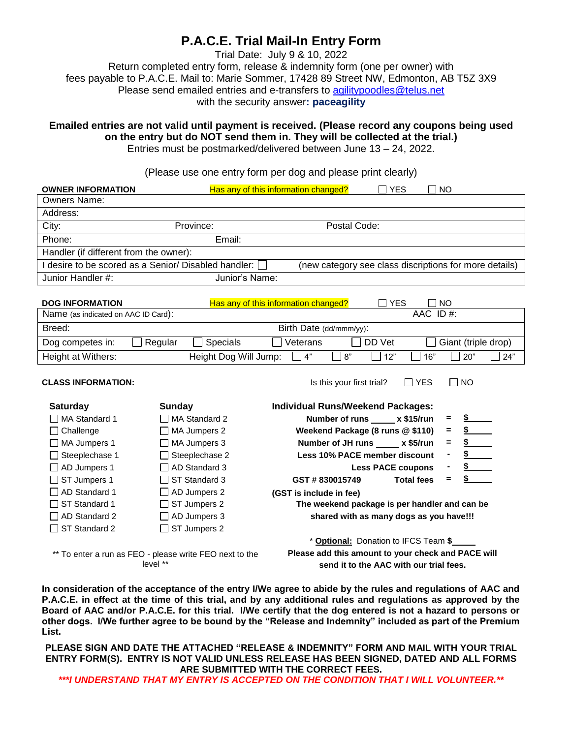# P.A.C.E. Trial Mail-In Entry Form

Trial Date: July 9 & 10, 2022
Return completed entry form, release & indemnity form (one per owner) with fees payable to P.A.C.E. Mail to: Marie Sommer, 17428 89 Street NW, Edmonton, AB T5Z 3X9
Please send emailed entries and e-transfers to agilitypoodles@telus.net
with the security answer**: paceagility**

**Emailed entries are not valid until payment is received. (Please record any coupons being used on the entry but do NOT send them in. They will be collected at the trial.)**
Entries must be postmarked/delivered between June 13 – 24, 2022.

(Please use one entry form per dog and please print clearly)

**OWNER INFORMATION** Has any of this information changed? ☐ YES ☐ NO

| | | |
|---|---|---|
| Owners Name: | | |
| Address: | | |
| City: | Province: | Postal Code: |
| Phone: | Email: | |
| Handler (if different from the owner): | | |
| I desire to be scored as a Senior/ Disabled handler: ☐ | (new category see class discriptions for more details) | |
| Junior Handler #: | Junior's Name: | |

**DOG INFORMATION** Has any of this information changed? ☐ YES ☐ NO

| | | | | | | |
|---|---|---|---|---|---|---|
| Name (as indicated on AAC ID Card): | | | | | AAC ID #: | |
| Breed: | | | Birth Date (dd/mmm/yy): | | | |
| Dog competes in: | ☐ Regular | ☐ Specials | ☐ Veterans | ☐ DD Vet | ☐ Giant (triple drop) | |
| Height at Withers: | Height Dog Will Jump: ☐ 4" | ☐ 8" | ☐ 12" | ☐ 16" | ☐ 20" | ☐ 24" |

**CLASS INFORMATION:** Is this your first trial? ☐ YES ☐ NO

| Saturday | Sunday |
|---|---|
| ☐ MA Standard 1 | ☐ MA Standard 2 |
| ☐ Challenge | ☐ MA Jumpers 2 |
| ☐ MA Jumpers 1 | ☐ MA Jumpers 3 |
| ☐ Steeplechase 1 | ☐ Steeplechase 2 |
| ☐ AD Jumpers 1 | ☐ AD Standard 3 |
| ☐ ST Jumpers 1 | ☐ ST Standard 3 |
| ☐ AD Standard 1 | ☐ AD Jumpers 2 |
| ☐ ST Standard 1 | ☐ ST Jumpers 2 |
| ☐ AD Standard 2 | ☐ AD Jumpers 3 |
| ☐ ST Standard 2 | ☐ ST Jumpers 2 |

** To enter a run as FEO - please write FEO next to the level **

**Individual Runs/Weekend Packages:**

| | | |
|---|---|---|
| **Number of runs _____ x $15/run** | = | **$_____** |
| **Weekend Package (8 runs @ $110)** | = | **$_____** |
| **Number of JH runs _____ x $5/run** | = | **$_____** |
| **Less 10% PACE member discount** | - | **$_____** |
| **Less PACE coupons** | - | **$_____** |
| **GST # 830015749 Total fees** | = | **$_____** |

**(GST is include in fee)**

**The weekend package is per handler and can be shared with as many dogs as you have!!!**

* **Optional:** Donation to IFCS Team **$_____**
**Please add this amount to your check and PACE will send it to the AAC with our trial fees.**

**In consideration of the acceptance of the entry I/We agree to abide by the rules and regulations of AAC and P.A.C.E. in effect at the time of this trial, and by any additional rules and regulations as approved by the Board of AAC and/or P.A.C.E. for this trial. I/We certify that the dog entered is not a hazard to persons or other dogs. I/We further agree to be bound by the "Release and Indemnity" included as part of the Premium List.**

**PLEASE SIGN AND DATE THE ATTACHED "RELEASE & INDEMNITY" FORM AND MAIL WITH YOUR TRIAL ENTRY FORM(S). ENTRY IS NOT VALID UNLESS RELEASE HAS BEEN SIGNED, DATED AND ALL FORMS ARE SUBMITTED WITH THE CORRECT FEES.**

***\*\*\*I UNDERSTAND THAT MY ENTRY IS ACCEPTED ON THE CONDITION THAT I WILL VOLUNTEER.\*\****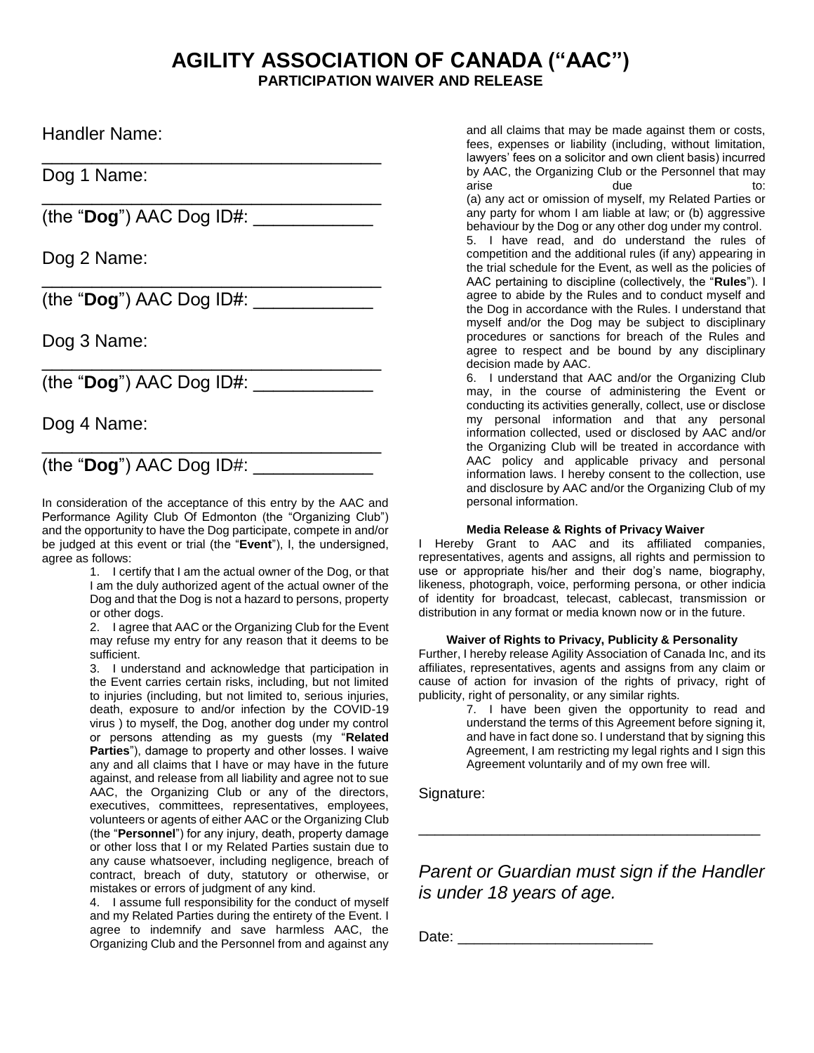# AGILITY ASSOCIATION OF CANADA ("AAC")

## PARTICIPATION WAIVER AND RELEASE

Handler Name: ___________________________________

Dog 1 Name: ___________________________________

(the "**Dog**") AAC Dog ID#: ____________

Dog 2 Name: ___________________________________

(the "**Dog**") AAC Dog ID#: ____________

Dog 3 Name: ___________________________________

(the "**Dog**") AAC Dog ID#: ____________

Dog 4 Name: ___________________________________

(the "**Dog**") AAC Dog ID#: ____________

In consideration of the acceptance of this entry by the AAC and Performance Agility Club Of Edmonton (the "Organizing Club") and the opportunity to have the Dog participate, compete in and/or be judged at this event or trial (the "**Event**"), I, the undersigned, agree as follows:

1. I certify that I am the actual owner of the Dog, or that I am the duly authorized agent of the actual owner of the Dog and that the Dog is not a hazard to persons, property or other dogs.
2. I agree that AAC or the Organizing Club for the Event may refuse my entry for any reason that it deems to be sufficient.
3. I understand and acknowledge that participation in the Event carries certain risks, including, but not limited to injuries (including, but not limited to, serious injuries, death, exposure to and/or infection by the COVID-19 virus ) to myself, the Dog, another dog under my control or persons attending as my guests (my "**Related Parties**"), damage to property and other losses. I waive any and all claims that I have or may have in the future against, and release from all liability and agree not to sue AAC, the Organizing Club or any of the directors, executives, committees, representatives, employees, volunteers or agents of either AAC or the Organizing Club (the "**Personnel**") for any injury, death, property damage or other loss that I or my Related Parties sustain due to any cause whatsoever, including negligence, breach of contract, breach of duty, statutory or otherwise, or mistakes or errors of judgment of any kind.
4. I assume full responsibility for the conduct of myself and my Related Parties during the entirety of the Event. I agree to indemnify and save harmless AAC, the Organizing Club and the Personnel from and against any and all claims that may be made against them or costs, fees, expenses or liability (including, without limitation, lawyers' fees on a solicitor and own client basis) incurred by AAC, the Organizing Club or the Personnel that may arise due to:
(a) any act or omission of myself, my Related Parties or any party for whom I am liable at law; or (b) aggressive behaviour by the Dog or any other dog under my control.
5. I have read, and do understand the rules of competition and the additional rules (if any) appearing in the trial schedule for the Event, as well as the policies of AAC pertaining to discipline (collectively, the "**Rules**"). I agree to abide by the Rules and to conduct myself and the Dog in accordance with the Rules. I understand that myself and/or the Dog may be subject to disciplinary procedures or sanctions for breach of the Rules and agree to respect and be bound by any disciplinary decision made by AAC.
6. I understand that AAC and/or the Organizing Club may, in the course of administering the Event or conducting its activities generally, collect, use or disclose my personal information and that any personal information collected, used or disclosed by AAC and/or the Organizing Club will be treated in accordance with AAC policy and applicable privacy and personal information laws. I hereby consent to the collection, use and disclosure by AAC and/or the Organizing Club of my personal information.

**Media Release & Rights of Privacy Waiver**

I Hereby Grant to AAC and its affiliated companies, representatives, agents and assigns, all rights and permission to use or appropriate his/her and their dog's name, biography, likeness, photograph, voice, performing persona, or other indicia of identity for broadcast, telecast, cablecast, transmission or distribution in any format or media known now or in the future.

**Waiver of Rights to Privacy, Publicity & Personality**

Further, I hereby release Agility Association of Canada Inc, and its affiliates, representatives, agents and assigns from any claim or cause of action for invasion of the rights of privacy, right of publicity, right of personality, or any similar rights.

7. I have been given the opportunity to read and understand the terms of this Agreement before signing it, and have in fact done so. I understand that by signing this Agreement, I am restricting my legal rights and I sign this Agreement voluntarily and of my own free will.

Signature:

_________________________________________

*Parent or Guardian must sign if the Handler is under 18 years of age.*

Date: ________________________